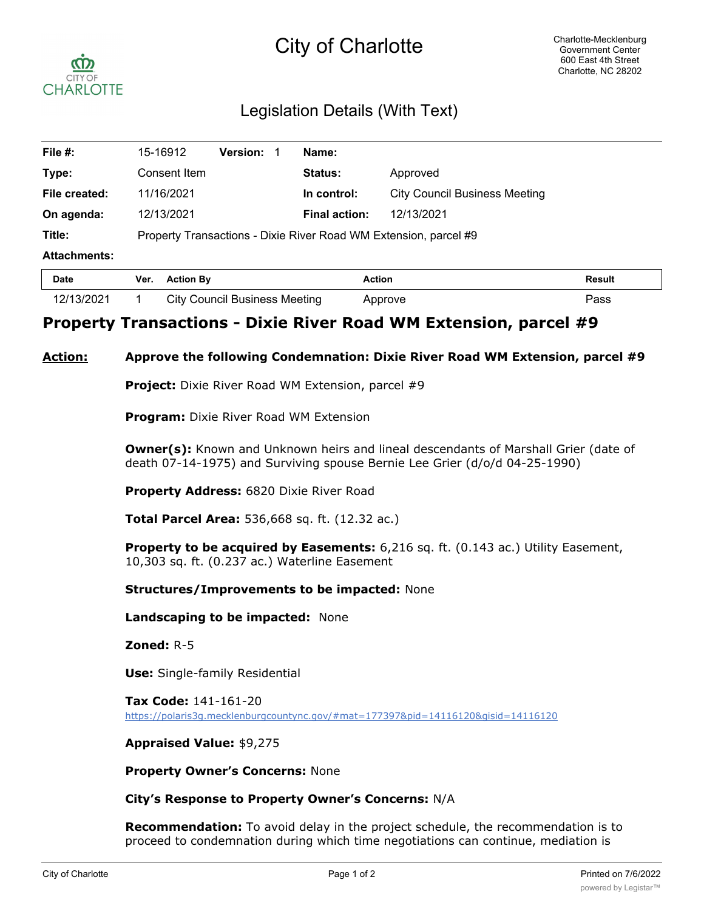# City of Charlotte

Charlotte-Mecklenburg Government Center
600 East 4th Street
Charlotte, NC 28202

## Legislation Details (With Text)

| | | | |
|---|---|---|---|
| **File #:** | 15-16912 **Version:** 1 | **Name:** | |
| **Type:** | Consent Item | **Status:** | Approved |
| **File created:** | 11/16/2021 | **In control:** | City Council Business Meeting |
| **On agenda:** | 12/13/2021 | **Final action:** | 12/13/2021 |
| **Title:** | Property Transactions - Dixie River Road WM Extension, parcel #9 | | |
| **Attachments:** | | | |

| Date | Ver. | Action By | Action | Result |
|---|---|---|---|---|
| 12/13/2021 | 1 | City Council Business Meeting | Approve | Pass |

## Property Transactions - Dixie River Road WM Extension, parcel #9

**Action:** **Approve the following Condemnation: Dixie River Road WM Extension, parcel #9**

**Project:** Dixie River Road WM Extension, parcel #9

**Program:** Dixie River Road WM Extension

**Owner(s):** Known and Unknown heirs and lineal descendants of Marshall Grier (date of death 07-14-1975) and Surviving spouse Bernie Lee Grier (d/o/d 04-25-1990)

**Property Address:** 6820 Dixie River Road

**Total Parcel Area:** 536,668 sq. ft. (12.32 ac.)

**Property to be acquired by Easements:** 6,216 sq. ft. (0.143 ac.) Utility Easement, 10,303 sq. ft. (0.237 ac.) Waterline Easement

**Structures/Improvements to be impacted:** None

**Landscaping to be impacted:** None

**Zoned:** R-5

**Use:** Single-family Residential

**Tax Code:** 141-161-20
https://polaris3g.mecklenburgcountync.gov/#mat=177397&pid=14116120&gisid=14116120

**Appraised Value:** $9,275

**Property Owner's Concerns:** None

**City's Response to Property Owner's Concerns:** N/A

**Recommendation:** To avoid delay in the project schedule, the recommendation is to proceed to condemnation during which time negotiations can continue, mediation is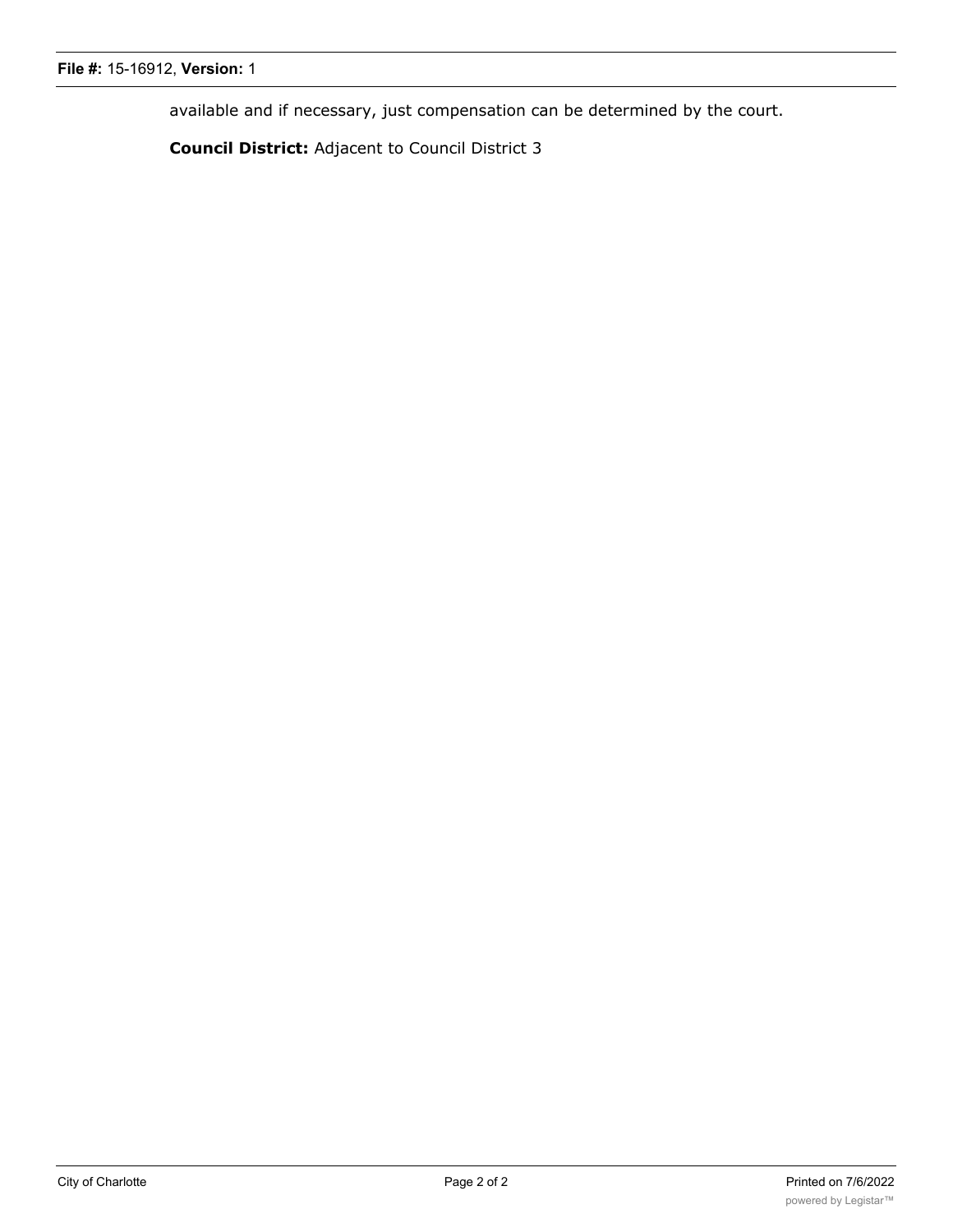available and if necessary, just compensation can be determined by the court.

**Council District:** Adjacent to Council District 3